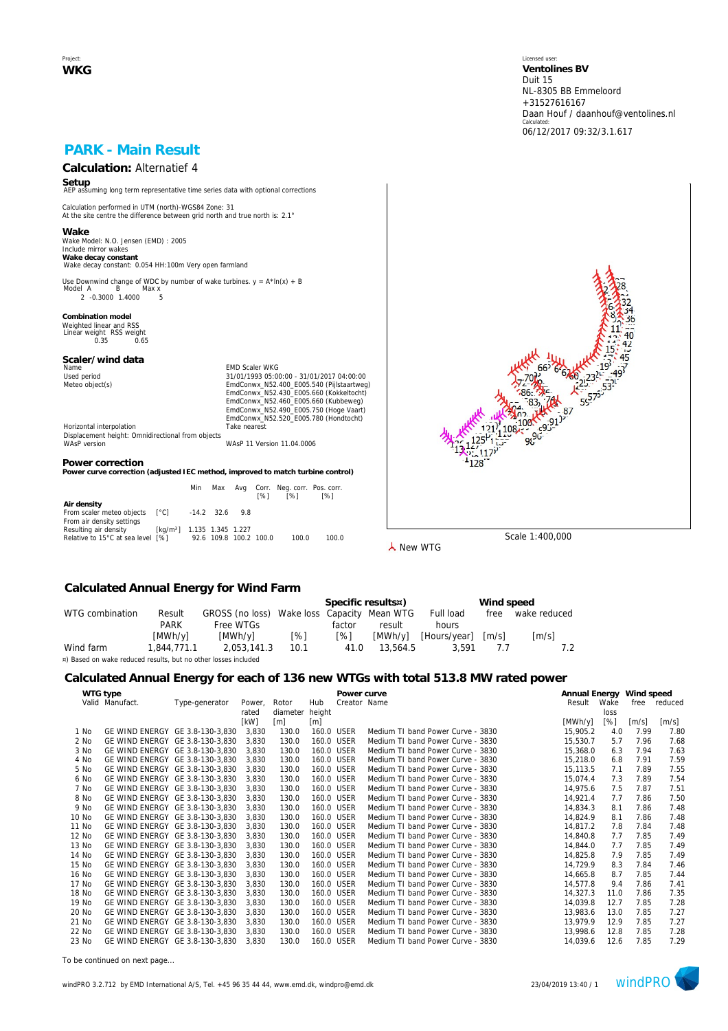Project:
**WKG**

Licensed user:
**Ventolines BV**
Duit 15
NL-8305 BB Emmeloord
+31527616167
Daan Houf / daanhouf@ventolines.nl
Calculated:
06/12/2017 09:32/3.1.617

# PARK - Main Result

## Calculation: Alternatief 4

**Setup**
AEP assuming long term representative time series data with optional corrections

Calculation performed in UTM (north)-WGS84 Zone: 31
At the site centre the difference between grid north and true north is: 2.1°

**Wake**
Wake Model: N.O. Jensen (EMD) : 2005
Include mirror wakes
**Wake decay constant**
Wake decay constant: 0.054 HH:100m Very open farmland

Use Downwind change of WDC by number of wake turbines. y = A*ln(x) + B

| Model | A | B | Max x |
|---|---|---|---|
| 2 | -0.3000 | 1.4000 | 5 |

**Combination model**
Weighted linear and RSS

| Linear weight | RSS weight |
|---|---|
| 0.35 | 0.65 |

**Scaler/wind data**

| | |
|---|---|
| Name | EMD Scaler WKG |
| Used period | 31/01/1993 05:00:00 - 31/01/2017 04:00:00 |
| Meteo object(s) | EmdConwx_N52.400_E005.540 (Pijlstaartweg) |
| | EmdConwx_N52.430_E005.660 (Kokkeltocht) |
| | EmdConwx_N52.460_E005.660 (Kubbeweg) |
| | EmdConwx_N52.490_E005.750 (Hoge Vaart) |
| | EmdConwx_N52.520_E005.780 (Hondtocht) |
| Horizontal interpolation | Take nearest |
| Displacement height: Omnidirectional from objects | |
| WAsP version | WAsP 11 Version 11.04.0006 |

**Power correction**
**Power curve correction (adjusted IEC method, improved to match turbine control)**

| | | Min | Max | Avg | Corr. [%] | Neg. corr. [%] | Pos. corr. [%] |
|---|---|---|---|---|---|---|---|
| **Air density** | | | | | | | |
| From scaler meteo objects | [°C] | -14.2 | 32.6 | 9.8 | | | |
| From air density settings | | | | | | | |
| Resulting air density | [kg/m³] | 1.135 | 1.345 | 1.227 | | | |
| Relative to 15°C at sea level | [%] | 92.6 | 109.8 | 100.2 | 100.0 | 100.0 | 100.0 |

New WTG

Scale 1:400,000

## Calculated Annual Energy for Wind Farm

| WTG combination | Result PARK [MWh/y] | GROSS (no loss) Free WTGs [MWh/y] | Wake loss [%] | Specific results¤) Capacity factor [%] | Specific results¤) Mean WTG result [MWh/y] | Full load hours [Hours/year] | Wind speed free [m/s] | Wind speed wake reduced [m/s] |
|---|---|---|---|---|---|---|---|---|
| Wind farm | 1,844,771.1 | 2,053,141.3 | 10.1 | 41.0 | 13,564.5 | 3,591 | 7.7 | 7.2 |

¤) Based on wake reduced results, but no other losses included

## Calculated Annual Energy for each of 136 new WTGs with total 513.8 MW rated power

| | Valid | Manufact. | Type-generator | Power, rated [kW] | Rotor diameter [m] | Hub height [m] | Power curve Creator | Power curve Name | Annual Energy Result [MWh/y] | Wake loss [%] | Wind speed free [m/s] | Wind speed reduced [m/s] |
|---|---|---|---|---|---|---|---|---|---|---|---|---|
| 1 | No | GE WIND ENERGY | GE 3.8-130-3,830 | 3,830 | 130.0 | 160.0 | USER | Medium TI band Power Curve - 3830 | 15,905.2 | 4.0 | 7.99 | 7.80 |
| 2 | No | GE WIND ENERGY | GE 3.8-130-3,830 | 3,830 | 130.0 | 160.0 | USER | Medium TI band Power Curve - 3830 | 15,530.7 | 5.7 | 7.96 | 7.68 |
| 3 | No | GE WIND ENERGY | GE 3.8-130-3,830 | 3,830 | 130.0 | 160.0 | USER | Medium TI band Power Curve - 3830 | 15,368.0 | 6.3 | 7.94 | 7.63 |
| 4 | No | GE WIND ENERGY | GE 3.8-130-3,830 | 3,830 | 130.0 | 160.0 | USER | Medium TI band Power Curve - 3830 | 15,218.0 | 6.8 | 7.91 | 7.59 |
| 5 | No | GE WIND ENERGY | GE 3.8-130-3,830 | 3,830 | 130.0 | 160.0 | USER | Medium TI band Power Curve - 3830 | 15,113.5 | 7.1 | 7.89 | 7.55 |
| 6 | No | GE WIND ENERGY | GE 3.8-130-3,830 | 3,830 | 130.0 | 160.0 | USER | Medium TI band Power Curve - 3830 | 15,074.4 | 7.3 | 7.89 | 7.54 |
| 7 | No | GE WIND ENERGY | GE 3.8-130-3,830 | 3,830 | 130.0 | 160.0 | USER | Medium TI band Power Curve - 3830 | 14,975.6 | 7.5 | 7.87 | 7.51 |
| 8 | No | GE WIND ENERGY | GE 3.8-130-3,830 | 3,830 | 130.0 | 160.0 | USER | Medium TI band Power Curve - 3830 | 14,921.4 | 7.7 | 7.86 | 7.50 |
| 9 | No | GE WIND ENERGY | GE 3.8-130-3,830 | 3,830 | 130.0 | 160.0 | USER | Medium TI band Power Curve - 3830 | 14,834.3 | 8.1 | 7.86 | 7.48 |
| 10 | No | GE WIND ENERGY | GE 3.8-130-3,830 | 3,830 | 130.0 | 160.0 | USER | Medium TI band Power Curve - 3830 | 14,824.9 | 8.1 | 7.86 | 7.48 |
| 11 | No | GE WIND ENERGY | GE 3.8-130-3,830 | 3,830 | 130.0 | 160.0 | USER | Medium TI band Power Curve - 3830 | 14,817.2 | 7.8 | 7.84 | 7.48 |
| 12 | No | GE WIND ENERGY | GE 3.8-130-3,830 | 3,830 | 130.0 | 160.0 | USER | Medium TI band Power Curve - 3830 | 14,840.8 | 7.7 | 7.85 | 7.49 |
| 13 | No | GE WIND ENERGY | GE 3.8-130-3,830 | 3,830 | 130.0 | 160.0 | USER | Medium TI band Power Curve - 3830 | 14,844.0 | 7.7 | 7.85 | 7.49 |
| 14 | No | GE WIND ENERGY | GE 3.8-130-3,830 | 3,830 | 130.0 | 160.0 | USER | Medium TI band Power Curve - 3830 | 14,825.8 | 7.9 | 7.85 | 7.49 |
| 15 | No | GE WIND ENERGY | GE 3.8-130-3,830 | 3,830 | 130.0 | 160.0 | USER | Medium TI band Power Curve - 3830 | 14,729.9 | 8.3 | 7.84 | 7.46 |
| 16 | No | GE WIND ENERGY | GE 3.8-130-3,830 | 3,830 | 130.0 | 160.0 | USER | Medium TI band Power Curve - 3830 | 14,665.8 | 8.7 | 7.85 | 7.44 |
| 17 | No | GE WIND ENERGY | GE 3.8-130-3,830 | 3,830 | 130.0 | 160.0 | USER | Medium TI band Power Curve - 3830 | 14,577.8 | 9.4 | 7.86 | 7.41 |
| 18 | No | GE WIND ENERGY | GE 3.8-130-3,830 | 3,830 | 130.0 | 160.0 | USER | Medium TI band Power Curve - 3830 | 14,327.3 | 11.0 | 7.86 | 7.35 |
| 19 | No | GE WIND ENERGY | GE 3.8-130-3,830 | 3,830 | 130.0 | 160.0 | USER | Medium TI band Power Curve - 3830 | 14,039.8 | 12.7 | 7.85 | 7.28 |
| 20 | No | GE WIND ENERGY | GE 3.8-130-3,830 | 3,830 | 130.0 | 160.0 | USER | Medium TI band Power Curve - 3830 | 13,983.6 | 13.0 | 7.85 | 7.27 |
| 21 | No | GE WIND ENERGY | GE 3.8-130-3,830 | 3,830 | 130.0 | 160.0 | USER | Medium TI band Power Curve - 3830 | 13,979.9 | 12.9 | 7.85 | 7.27 |
| 22 | No | GE WIND ENERGY | GE 3.8-130-3,830 | 3,830 | 130.0 | 160.0 | USER | Medium TI band Power Curve - 3830 | 13,998.6 | 12.8 | 7.85 | 7.28 |
| 23 | No | GE WIND ENERGY | GE 3.8-130-3,830 | 3,830 | 130.0 | 160.0 | USER | Medium TI band Power Curve - 3830 | 14,039.6 | 12.6 | 7.85 | 7.29 |

To be continued on next page...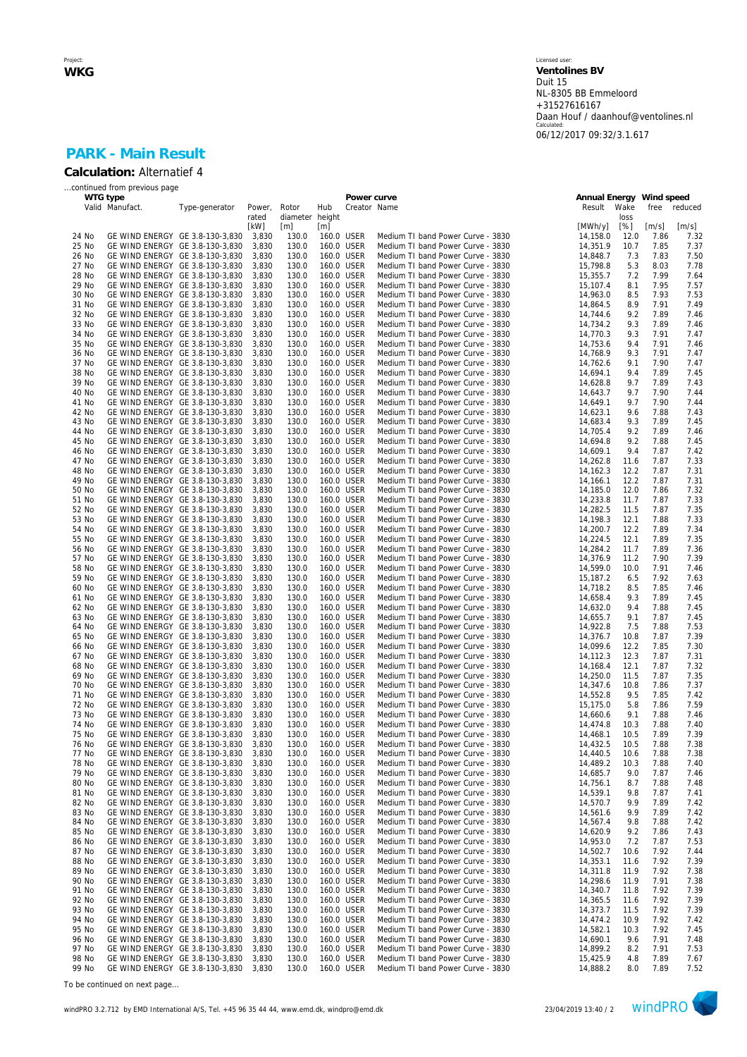Project:
**WKG**

Licensed user:
**Ventolines BV**
Duit 15
NL-8305 BB Emmeloord
+31527616167
Daan Houf / daanhouf@ventolines.nl
Calculated:
06/12/2017 09:32/3.1.617

## PARK - Main Result

**Calculation:** Alternatief 4

...continued from previous page

| | WTG type | | | | | | Power curve | | Annual Energy | | Wind speed | |
|---|---|---|---|---|---|---|---|---|---|---|---|---|
| | Valid | Manufact. | Type-generator | Power, rated | Rotor diameter | Hub height | Creator | Name | Result | Wake loss | free | reduced |
| | | | | [kW] | [m] | [m] | | | [MWh/y] | [%] | [m/s] | [m/s] |
| 24 | No | GE WIND ENERGY | GE 3.8-130-3,830 | 3,830 | 130.0 | 160.0 | USER | Medium TI band Power Curve - 3830 | 14,158.0 | 12.0 | 7.86 | 7.32 |
| 25 | No | GE WIND ENERGY | GE 3.8-130-3,830 | 3,830 | 130.0 | 160.0 | USER | Medium TI band Power Curve - 3830 | 14,351.9 | 10.7 | 7.85 | 7.37 |
| 26 | No | GE WIND ENERGY | GE 3.8-130-3,830 | 3,830 | 130.0 | 160.0 | USER | Medium TI band Power Curve - 3830 | 14,848.7 | 7.3 | 7.83 | 7.50 |
| 27 | No | GE WIND ENERGY | GE 3.8-130-3,830 | 3,830 | 130.0 | 160.0 | USER | Medium TI band Power Curve - 3830 | 15,798.8 | 5.3 | 8.03 | 7.78 |
| 28 | No | GE WIND ENERGY | GE 3.8-130-3,830 | 3,830 | 130.0 | 160.0 | USER | Medium TI band Power Curve - 3830 | 15,355.7 | 7.2 | 7.99 | 7.64 |
| 29 | No | GE WIND ENERGY | GE 3.8-130-3,830 | 3,830 | 130.0 | 160.0 | USER | Medium TI band Power Curve - 3830 | 15,107.4 | 8.1 | 7.95 | 7.57 |
| 30 | No | GE WIND ENERGY | GE 3.8-130-3,830 | 3,830 | 130.0 | 160.0 | USER | Medium TI band Power Curve - 3830 | 14,963.0 | 8.5 | 7.93 | 7.53 |
| 31 | No | GE WIND ENERGY | GE 3.8-130-3,830 | 3,830 | 130.0 | 160.0 | USER | Medium TI band Power Curve - 3830 | 14,864.5 | 8.9 | 7.91 | 7.49 |
| 32 | No | GE WIND ENERGY | GE 3.8-130-3,830 | 3,830 | 130.0 | 160.0 | USER | Medium TI band Power Curve - 3830 | 14,744.6 | 9.2 | 7.89 | 7.46 |
| 33 | No | GE WIND ENERGY | GE 3.8-130-3,830 | 3,830 | 130.0 | 160.0 | USER | Medium TI band Power Curve - 3830 | 14,734.2 | 9.3 | 7.89 | 7.46 |
| 34 | No | GE WIND ENERGY | GE 3.8-130-3,830 | 3,830 | 130.0 | 160.0 | USER | Medium TI band Power Curve - 3830 | 14,770.3 | 9.3 | 7.91 | 7.47 |
| 35 | No | GE WIND ENERGY | GE 3.8-130-3,830 | 3,830 | 130.0 | 160.0 | USER | Medium TI band Power Curve - 3830 | 14,753.6 | 9.4 | 7.91 | 7.46 |
| 36 | No | GE WIND ENERGY | GE 3.8-130-3,830 | 3,830 | 130.0 | 160.0 | USER | Medium TI band Power Curve - 3830 | 14,768.9 | 9.3 | 7.91 | 7.47 |
| 37 | No | GE WIND ENERGY | GE 3.8-130-3,830 | 3,830 | 130.0 | 160.0 | USER | Medium TI band Power Curve - 3830 | 14,762.6 | 9.1 | 7.90 | 7.47 |
| 38 | No | GE WIND ENERGY | GE 3.8-130-3,830 | 3,830 | 130.0 | 160.0 | USER | Medium TI band Power Curve - 3830 | 14,694.1 | 9.4 | 7.89 | 7.45 |
| 39 | No | GE WIND ENERGY | GE 3.8-130-3,830 | 3,830 | 130.0 | 160.0 | USER | Medium TI band Power Curve - 3830 | 14,628.8 | 9.7 | 7.89 | 7.43 |
| 40 | No | GE WIND ENERGY | GE 3.8-130-3,830 | 3,830 | 130.0 | 160.0 | USER | Medium TI band Power Curve - 3830 | 14,643.7 | 9.7 | 7.90 | 7.44 |
| 41 | No | GE WIND ENERGY | GE 3.8-130-3,830 | 3,830 | 130.0 | 160.0 | USER | Medium TI band Power Curve - 3830 | 14,649.1 | 9.7 | 7.90 | 7.44 |
| 42 | No | GE WIND ENERGY | GE 3.8-130-3,830 | 3,830 | 130.0 | 160.0 | USER | Medium TI band Power Curve - 3830 | 14,623.1 | 9.6 | 7.88 | 7.43 |
| 43 | No | GE WIND ENERGY | GE 3.8-130-3,830 | 3,830 | 130.0 | 160.0 | USER | Medium TI band Power Curve - 3830 | 14,683.4 | 9.3 | 7.89 | 7.45 |
| 44 | No | GE WIND ENERGY | GE 3.8-130-3,830 | 3,830 | 130.0 | 160.0 | USER | Medium TI band Power Curve - 3830 | 14,705.4 | 9.2 | 7.89 | 7.46 |
| 45 | No | GE WIND ENERGY | GE 3.8-130-3,830 | 3,830 | 130.0 | 160.0 | USER | Medium TI band Power Curve - 3830 | 14,694.8 | 9.2 | 7.88 | 7.45 |
| 46 | No | GE WIND ENERGY | GE 3.8-130-3,830 | 3,830 | 130.0 | 160.0 | USER | Medium TI band Power Curve - 3830 | 14,609.1 | 9.4 | 7.87 | 7.42 |
| 47 | No | GE WIND ENERGY | GE 3.8-130-3,830 | 3,830 | 130.0 | 160.0 | USER | Medium TI band Power Curve - 3830 | 14,262.8 | 11.6 | 7.87 | 7.33 |
| 48 | No | GE WIND ENERGY | GE 3.8-130-3,830 | 3,830 | 130.0 | 160.0 | USER | Medium TI band Power Curve - 3830 | 14,162.3 | 12.2 | 7.87 | 7.31 |
| 49 | No | GE WIND ENERGY | GE 3.8-130-3,830 | 3,830 | 130.0 | 160.0 | USER | Medium TI band Power Curve - 3830 | 14,166.1 | 12.2 | 7.87 | 7.31 |
| 50 | No | GE WIND ENERGY | GE 3.8-130-3,830 | 3,830 | 130.0 | 160.0 | USER | Medium TI band Power Curve - 3830 | 14,185.0 | 12.0 | 7.86 | 7.32 |
| 51 | No | GE WIND ENERGY | GE 3.8-130-3,830 | 3,830 | 130.0 | 160.0 | USER | Medium TI band Power Curve - 3830 | 14,233.8 | 11.7 | 7.87 | 7.33 |
| 52 | No | GE WIND ENERGY | GE 3.8-130-3,830 | 3,830 | 130.0 | 160.0 | USER | Medium TI band Power Curve - 3830 | 14,282.5 | 11.5 | 7.87 | 7.35 |
| 53 | No | GE WIND ENERGY | GE 3.8-130-3,830 | 3,830 | 130.0 | 160.0 | USER | Medium TI band Power Curve - 3830 | 14,198.3 | 12.1 | 7.88 | 7.33 |
| 54 | No | GE WIND ENERGY | GE 3.8-130-3,830 | 3,830 | 130.0 | 160.0 | USER | Medium TI band Power Curve - 3830 | 14,200.7 | 12.2 | 7.89 | 7.34 |
| 55 | No | GE WIND ENERGY | GE 3.8-130-3,830 | 3,830 | 130.0 | 160.0 | USER | Medium TI band Power Curve - 3830 | 14,224.5 | 12.1 | 7.89 | 7.35 |
| 56 | No | GE WIND ENERGY | GE 3.8-130-3,830 | 3,830 | 130.0 | 160.0 | USER | Medium TI band Power Curve - 3830 | 14,284.2 | 11.7 | 7.89 | 7.36 |
| 57 | No | GE WIND ENERGY | GE 3.8-130-3,830 | 3,830 | 130.0 | 160.0 | USER | Medium TI band Power Curve - 3830 | 14,376.9 | 11.2 | 7.90 | 7.39 |
| 58 | No | GE WIND ENERGY | GE 3.8-130-3,830 | 3,830 | 130.0 | 160.0 | USER | Medium TI band Power Curve - 3830 | 14,599.0 | 10.0 | 7.91 | 7.46 |
| 59 | No | GE WIND ENERGY | GE 3.8-130-3,830 | 3,830 | 130.0 | 160.0 | USER | Medium TI band Power Curve - 3830 | 15,187.2 | 6.5 | 7.92 | 7.63 |
| 60 | No | GE WIND ENERGY | GE 3.8-130-3,830 | 3,830 | 130.0 | 160.0 | USER | Medium TI band Power Curve - 3830 | 14,718.2 | 8.5 | 7.85 | 7.46 |
| 61 | No | GE WIND ENERGY | GE 3.8-130-3,830 | 3,830 | 130.0 | 160.0 | USER | Medium TI band Power Curve - 3830 | 14,658.4 | 9.3 | 7.89 | 7.45 |
| 62 | No | GE WIND ENERGY | GE 3.8-130-3,830 | 3,830 | 130.0 | 160.0 | USER | Medium TI band Power Curve - 3830 | 14,632.0 | 9.4 | 7.88 | 7.45 |
| 63 | No | GE WIND ENERGY | GE 3.8-130-3,830 | 3,830 | 130.0 | 160.0 | USER | Medium TI band Power Curve - 3830 | 14,655.7 | 9.1 | 7.87 | 7.45 |
| 64 | No | GE WIND ENERGY | GE 3.8-130-3,830 | 3,830 | 130.0 | 160.0 | USER | Medium TI band Power Curve - 3830 | 14,922.8 | 7.5 | 7.88 | 7.53 |
| 65 | No | GE WIND ENERGY | GE 3.8-130-3,830 | 3,830 | 130.0 | 160.0 | USER | Medium TI band Power Curve - 3830 | 14,376.7 | 10.8 | 7.87 | 7.39 |
| 66 | No | GE WIND ENERGY | GE 3.8-130-3,830 | 3,830 | 130.0 | 160.0 | USER | Medium TI band Power Curve - 3830 | 14,099.6 | 12.2 | 7.85 | 7.30 |
| 67 | No | GE WIND ENERGY | GE 3.8-130-3,830 | 3,830 | 130.0 | 160.0 | USER | Medium TI band Power Curve - 3830 | 14,112.3 | 12.3 | 7.87 | 7.31 |
| 68 | No | GE WIND ENERGY | GE 3.8-130-3,830 | 3,830 | 130.0 | 160.0 | USER | Medium TI band Power Curve - 3830 | 14,168.4 | 12.1 | 7.87 | 7.32 |
| 69 | No | GE WIND ENERGY | GE 3.8-130-3,830 | 3,830 | 130.0 | 160.0 | USER | Medium TI band Power Curve - 3830 | 14,250.0 | 11.5 | 7.87 | 7.35 |
| 70 | No | GE WIND ENERGY | GE 3.8-130-3,830 | 3,830 | 130.0 | 160.0 | USER | Medium TI band Power Curve - 3830 | 14,347.6 | 10.8 | 7.86 | 7.37 |
| 71 | No | GE WIND ENERGY | GE 3.8-130-3,830 | 3,830 | 130.0 | 160.0 | USER | Medium TI band Power Curve - 3830 | 14,552.8 | 9.5 | 7.85 | 7.42 |
| 72 | No | GE WIND ENERGY | GE 3.8-130-3,830 | 3,830 | 130.0 | 160.0 | USER | Medium TI band Power Curve - 3830 | 15,175.0 | 5.8 | 7.86 | 7.59 |
| 73 | No | GE WIND ENERGY | GE 3.8-130-3,830 | 3,830 | 130.0 | 160.0 | USER | Medium TI band Power Curve - 3830 | 14,660.6 | 9.1 | 7.88 | 7.46 |
| 74 | No | GE WIND ENERGY | GE 3.8-130-3,830 | 3,830 | 130.0 | 160.0 | USER | Medium TI band Power Curve - 3830 | 14,474.8 | 10.3 | 7.88 | 7.40 |
| 75 | No | GE WIND ENERGY | GE 3.8-130-3,830 | 3,830 | 130.0 | 160.0 | USER | Medium TI band Power Curve - 3830 | 14,468.1 | 10.5 | 7.89 | 7.39 |
| 76 | No | GE WIND ENERGY | GE 3.8-130-3,830 | 3,830 | 130.0 | 160.0 | USER | Medium TI band Power Curve - 3830 | 14,432.5 | 10.5 | 7.88 | 7.38 |
| 77 | No | GE WIND ENERGY | GE 3.8-130-3,830 | 3,830 | 130.0 | 160.0 | USER | Medium TI band Power Curve - 3830 | 14,440.5 | 10.6 | 7.88 | 7.38 |
| 78 | No | GE WIND ENERGY | GE 3.8-130-3,830 | 3,830 | 130.0 | 160.0 | USER | Medium TI band Power Curve - 3830 | 14,489.2 | 10.3 | 7.88 | 7.40 |
| 79 | No | GE WIND ENERGY | GE 3.8-130-3,830 | 3,830 | 130.0 | 160.0 | USER | Medium TI band Power Curve - 3830 | 14,685.7 | 9.0 | 7.87 | 7.46 |
| 80 | No | GE WIND ENERGY | GE 3.8-130-3,830 | 3,830 | 130.0 | 160.0 | USER | Medium TI band Power Curve - 3830 | 14,756.1 | 8.7 | 7.88 | 7.48 |
| 81 | No | GE WIND ENERGY | GE 3.8-130-3,830 | 3,830 | 130.0 | 160.0 | USER | Medium TI band Power Curve - 3830 | 14,539.1 | 9.8 | 7.87 | 7.41 |
| 82 | No | GE WIND ENERGY | GE 3.8-130-3,830 | 3,830 | 130.0 | 160.0 | USER | Medium TI band Power Curve - 3830 | 14,570.7 | 9.9 | 7.89 | 7.42 |
| 83 | No | GE WIND ENERGY | GE 3.8-130-3,830 | 3,830 | 130.0 | 160.0 | USER | Medium TI band Power Curve - 3830 | 14,561.6 | 9.9 | 7.89 | 7.42 |
| 84 | No | GE WIND ENERGY | GE 3.8-130-3,830 | 3,830 | 130.0 | 160.0 | USER | Medium TI band Power Curve - 3830 | 14,567.4 | 9.8 | 7.88 | 7.42 |
| 85 | No | GE WIND ENERGY | GE 3.8-130-3,830 | 3,830 | 130.0 | 160.0 | USER | Medium TI band Power Curve - 3830 | 14,620.9 | 9.2 | 7.86 | 7.43 |
| 86 | No | GE WIND ENERGY | GE 3.8-130-3,830 | 3,830 | 130.0 | 160.0 | USER | Medium TI band Power Curve - 3830 | 14,953.0 | 7.2 | 7.87 | 7.53 |
| 87 | No | GE WIND ENERGY | GE 3.8-130-3,830 | 3,830 | 130.0 | 160.0 | USER | Medium TI band Power Curve - 3830 | 14,502.7 | 10.6 | 7.92 | 7.44 |
| 88 | No | GE WIND ENERGY | GE 3.8-130-3,830 | 3,830 | 130.0 | 160.0 | USER | Medium TI band Power Curve - 3830 | 14,353.1 | 11.6 | 7.92 | 7.39 |
| 89 | No | GE WIND ENERGY | GE 3.8-130-3,830 | 3,830 | 130.0 | 160.0 | USER | Medium TI band Power Curve - 3830 | 14,311.8 | 11.9 | 7.92 | 7.38 |
| 90 | No | GE WIND ENERGY | GE 3.8-130-3,830 | 3,830 | 130.0 | 160.0 | USER | Medium TI band Power Curve - 3830 | 14,298.6 | 11.9 | 7.91 | 7.38 |
| 91 | No | GE WIND ENERGY | GE 3.8-130-3,830 | 3,830 | 130.0 | 160.0 | USER | Medium TI band Power Curve - 3830 | 14,340.7 | 11.8 | 7.92 | 7.39 |
| 92 | No | GE WIND ENERGY | GE 3.8-130-3,830 | 3,830 | 130.0 | 160.0 | USER | Medium TI band Power Curve - 3830 | 14,365.5 | 11.6 | 7.92 | 7.39 |
| 93 | No | GE WIND ENERGY | GE 3.8-130-3,830 | 3,830 | 130.0 | 160.0 | USER | Medium TI band Power Curve - 3830 | 14,373.7 | 11.5 | 7.92 | 7.39 |
| 94 | No | GE WIND ENERGY | GE 3.8-130-3,830 | 3,830 | 130.0 | 160.0 | USER | Medium TI band Power Curve - 3830 | 14,474.2 | 10.9 | 7.92 | 7.42 |
| 95 | No | GE WIND ENERGY | GE 3.8-130-3,830 | 3,830 | 130.0 | 160.0 | USER | Medium TI band Power Curve - 3830 | 14,582.1 | 10.3 | 7.92 | 7.45 |
| 96 | No | GE WIND ENERGY | GE 3.8-130-3,830 | 3,830 | 130.0 | 160.0 | USER | Medium TI band Power Curve - 3830 | 14,690.1 | 9.6 | 7.91 | 7.48 |
| 97 | No | GE WIND ENERGY | GE 3.8-130-3,830 | 3,830 | 130.0 | 160.0 | USER | Medium TI band Power Curve - 3830 | 14,899.2 | 8.2 | 7.91 | 7.53 |
| 98 | No | GE WIND ENERGY | GE 3.8-130-3,830 | 3,830 | 130.0 | 160.0 | USER | Medium TI band Power Curve - 3830 | 15,425.9 | 4.8 | 7.89 | 7.67 |
| 99 | No | GE WIND ENERGY | GE 3.8-130-3,830 | 3,830 | 130.0 | 160.0 | USER | Medium TI band Power Curve - 3830 | 14,888.2 | 8.0 | 7.89 | 7.52 |

To be continued on next page...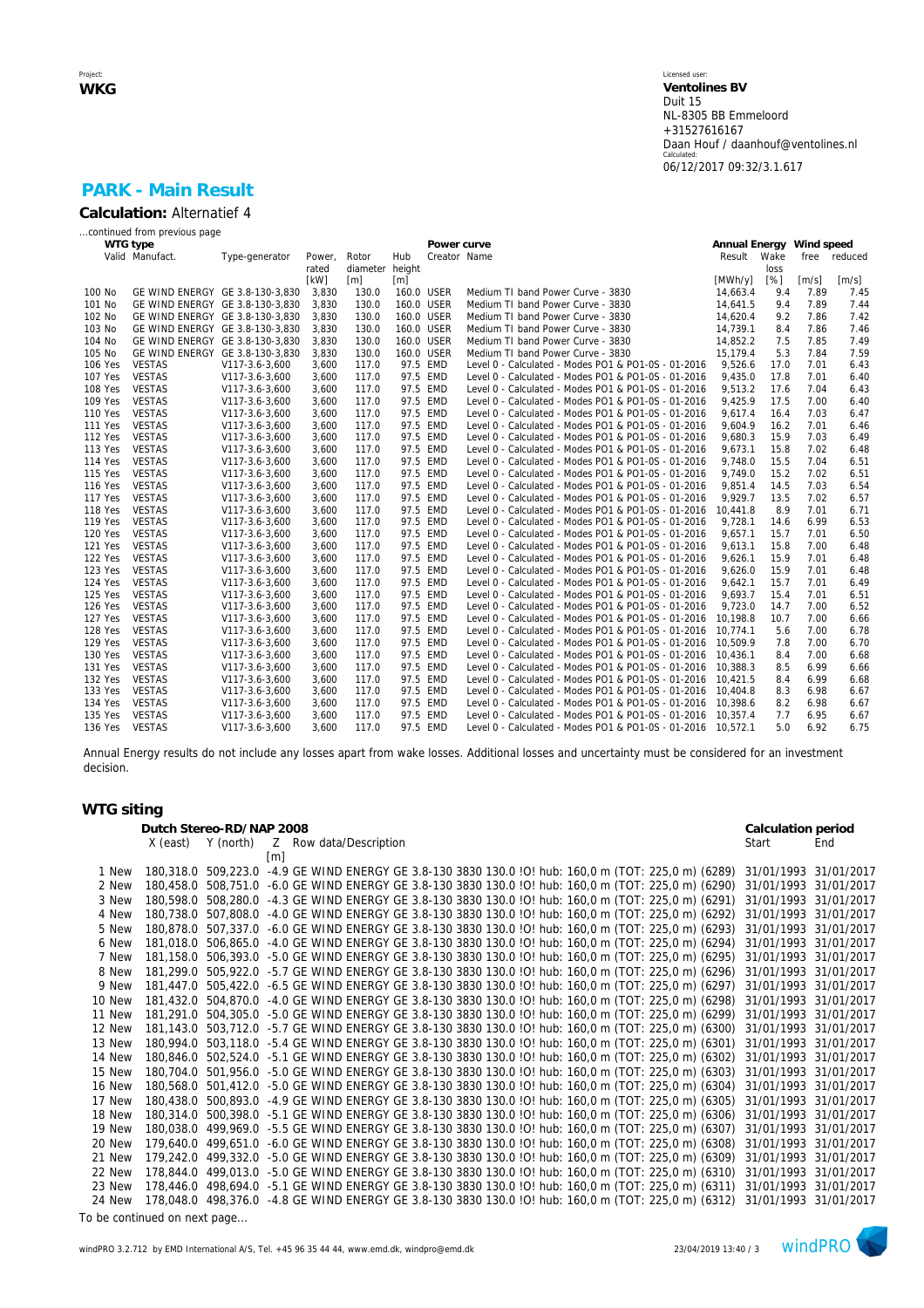Project:
**WKG**

Licensed user:
**Ventolines BV**
Duit 15
NL-8305 BB Emmeloord
+31527616167
Daan Houf / daanhouf@ventolines.nl
Calculated:
06/12/2017 09:32/3.1.617

## PARK - Main Result

**Calculation:** Alternatief 4

...continued from previous page

| | WTG type | | | | | | Power curve | | Annual Energy | | Wind speed | |
|---|---|---|---|---|---|---|---|---|---|---|---|---|
| | Valid | Manufact. | Type-generator | Power, rated | Rotor diameter | Hub height | Creator | Name | Result | Wake loss | free | reduced |
| | | | | [kW] | [m] | [m] | | | [MWh/y] | [%] | [m/s] | [m/s] |
| 100 | No | GE WIND ENERGY | GE 3.8-130-3,830 | 3,830 | 130.0 | 160.0 | USER | Medium TI band Power Curve - 3830 | 14,663.4 | 9.4 | 7.89 | 7.45 |
| 101 | No | GE WIND ENERGY | GE 3.8-130-3,830 | 3,830 | 130.0 | 160.0 | USER | Medium TI band Power Curve - 3830 | 14,641.5 | 9.4 | 7.89 | 7.44 |
| 102 | No | GE WIND ENERGY | GE 3.8-130-3,830 | 3,830 | 130.0 | 160.0 | USER | Medium TI band Power Curve - 3830 | 14,620.4 | 9.2 | 7.86 | 7.42 |
| 103 | No | GE WIND ENERGY | GE 3.8-130-3,830 | 3,830 | 130.0 | 160.0 | USER | Medium TI band Power Curve - 3830 | 14,739.1 | 8.4 | 7.86 | 7.46 |
| 104 | No | GE WIND ENERGY | GE 3.8-130-3,830 | 3,830 | 130.0 | 160.0 | USER | Medium TI band Power Curve - 3830 | 14,852.2 | 7.5 | 7.85 | 7.49 |
| 105 | No | GE WIND ENERGY | GE 3.8-130-3,830 | 3,830 | 130.0 | 160.0 | USER | Medium TI band Power Curve - 3830 | 15,179.4 | 5.3 | 7.84 | 7.59 |
| 106 | Yes | VESTAS | V117-3.6-3,600 | 3,600 | 117.0 | 97.5 | EMD | Level 0 - Calculated - Modes PO1 & PO1-0S - 01-2016 | 9,526.6 | 17.0 | 7.01 | 6.43 |
| 107 | Yes | VESTAS | V117-3.6-3,600 | 3,600 | 117.0 | 97.5 | EMD | Level 0 - Calculated - Modes PO1 & PO1-0S - 01-2016 | 9,435.0 | 17.8 | 7.01 | 6.40 |
| 108 | Yes | VESTAS | V117-3.6-3,600 | 3,600 | 117.0 | 97.5 | EMD | Level 0 - Calculated - Modes PO1 & PO1-0S - 01-2016 | 9,513.2 | 17.6 | 7.04 | 6.43 |
| 109 | Yes | VESTAS | V117-3.6-3,600 | 3,600 | 117.0 | 97.5 | EMD | Level 0 - Calculated - Modes PO1 & PO1-0S - 01-2016 | 9,425.9 | 17.5 | 7.00 | 6.40 |
| 110 | Yes | VESTAS | V117-3.6-3,600 | 3,600 | 117.0 | 97.5 | EMD | Level 0 - Calculated - Modes PO1 & PO1-0S - 01-2016 | 9,617.4 | 16.4 | 7.03 | 6.47 |
| 111 | Yes | VESTAS | V117-3.6-3,600 | 3,600 | 117.0 | 97.5 | EMD | Level 0 - Calculated - Modes PO1 & PO1-0S - 01-2016 | 9,604.9 | 16.2 | 7.01 | 6.46 |
| 112 | Yes | VESTAS | V117-3.6-3,600 | 3,600 | 117.0 | 97.5 | EMD | Level 0 - Calculated - Modes PO1 & PO1-0S - 01-2016 | 9,680.3 | 15.9 | 7.03 | 6.49 |
| 113 | Yes | VESTAS | V117-3.6-3,600 | 3,600 | 117.0 | 97.5 | EMD | Level 0 - Calculated - Modes PO1 & PO1-0S - 01-2016 | 9,673.1 | 15.8 | 7.02 | 6.48 |
| 114 | Yes | VESTAS | V117-3.6-3,600 | 3,600 | 117.0 | 97.5 | EMD | Level 0 - Calculated - Modes PO1 & PO1-0S - 01-2016 | 9,748.0 | 15.5 | 7.04 | 6.51 |
| 115 | Yes | VESTAS | V117-3.6-3,600 | 3,600 | 117.0 | 97.5 | EMD | Level 0 - Calculated - Modes PO1 & PO1-0S - 01-2016 | 9,749.0 | 15.2 | 7.02 | 6.51 |
| 116 | Yes | VESTAS | V117-3.6-3,600 | 3,600 | 117.0 | 97.5 | EMD | Level 0 - Calculated - Modes PO1 & PO1-0S - 01-2016 | 9,851.4 | 14.5 | 7.03 | 6.54 |
| 117 | Yes | VESTAS | V117-3.6-3,600 | 3,600 | 117.0 | 97.5 | EMD | Level 0 - Calculated - Modes PO1 & PO1-0S - 01-2016 | 9,929.7 | 13.5 | 7.02 | 6.57 |
| 118 | Yes | VESTAS | V117-3.6-3,600 | 3,600 | 117.0 | 97.5 | EMD | Level 0 - Calculated - Modes PO1 & PO1-0S - 01-2016 | 10,441.8 | 8.9 | 7.01 | 6.71 |
| 119 | Yes | VESTAS | V117-3.6-3,600 | 3,600 | 117.0 | 97.5 | EMD | Level 0 - Calculated - Modes PO1 & PO1-0S - 01-2016 | 9,728.1 | 14.6 | 6.99 | 6.53 |
| 120 | Yes | VESTAS | V117-3.6-3,600 | 3,600 | 117.0 | 97.5 | EMD | Level 0 - Calculated - Modes PO1 & PO1-0S - 01-2016 | 9,657.1 | 15.7 | 7.01 | 6.50 |
| 121 | Yes | VESTAS | V117-3.6-3,600 | 3,600 | 117.0 | 97.5 | EMD | Level 0 - Calculated - Modes PO1 & PO1-0S - 01-2016 | 9,613.1 | 15.8 | 7.00 | 6.48 |
| 122 | Yes | VESTAS | V117-3.6-3,600 | 3,600 | 117.0 | 97.5 | EMD | Level 0 - Calculated - Modes PO1 & PO1-0S - 01-2016 | 9,626.1 | 15.9 | 7.01 | 6.48 |
| 123 | Yes | VESTAS | V117-3.6-3,600 | 3,600 | 117.0 | 97.5 | EMD | Level 0 - Calculated - Modes PO1 & PO1-0S - 01-2016 | 9,626.0 | 15.9 | 7.01 | 6.48 |
| 124 | Yes | VESTAS | V117-3.6-3,600 | 3,600 | 117.0 | 97.5 | EMD | Level 0 - Calculated - Modes PO1 & PO1-0S - 01-2016 | 9,642.1 | 15.7 | 7.01 | 6.49 |
| 125 | Yes | VESTAS | V117-3.6-3,600 | 3,600 | 117.0 | 97.5 | EMD | Level 0 - Calculated - Modes PO1 & PO1-0S - 01-2016 | 9,693.7 | 15.4 | 7.01 | 6.51 |
| 126 | Yes | VESTAS | V117-3.6-3,600 | 3,600 | 117.0 | 97.5 | EMD | Level 0 - Calculated - Modes PO1 & PO1-0S - 01-2016 | 9,723.0 | 14.7 | 7.00 | 6.52 |
| 127 | Yes | VESTAS | V117-3.6-3,600 | 3,600 | 117.0 | 97.5 | EMD | Level 0 - Calculated - Modes PO1 & PO1-0S - 01-2016 | 10,198.8 | 10.7 | 7.00 | 6.66 |
| 128 | Yes | VESTAS | V117-3.6-3,600 | 3,600 | 117.0 | 97.5 | EMD | Level 0 - Calculated - Modes PO1 & PO1-0S - 01-2016 | 10,774.1 | 5.6 | 7.00 | 6.78 |
| 129 | Yes | VESTAS | V117-3.6-3,600 | 3,600 | 117.0 | 97.5 | EMD | Level 0 - Calculated - Modes PO1 & PO1-0S - 01-2016 | 10,509.9 | 7.8 | 7.00 | 6.70 |
| 130 | Yes | VESTAS | V117-3.6-3,600 | 3,600 | 117.0 | 97.5 | EMD | Level 0 - Calculated - Modes PO1 & PO1-0S - 01-2016 | 10,436.1 | 8.4 | 7.00 | 6.68 |
| 131 | Yes | VESTAS | V117-3.6-3,600 | 3,600 | 117.0 | 97.5 | EMD | Level 0 - Calculated - Modes PO1 & PO1-0S - 01-2016 | 10,388.3 | 8.5 | 6.99 | 6.66 |
| 132 | Yes | VESTAS | V117-3.6-3,600 | 3,600 | 117.0 | 97.5 | EMD | Level 0 - Calculated - Modes PO1 & PO1-0S - 01-2016 | 10,421.5 | 8.4 | 6.99 | 6.68 |
| 133 | Yes | VESTAS | V117-3.6-3,600 | 3,600 | 117.0 | 97.5 | EMD | Level 0 - Calculated - Modes PO1 & PO1-0S - 01-2016 | 10,404.8 | 8.3 | 6.98 | 6.67 |
| 134 | Yes | VESTAS | V117-3.6-3,600 | 3,600 | 117.0 | 97.5 | EMD | Level 0 - Calculated - Modes PO1 & PO1-0S - 01-2016 | 10,398.6 | 8.2 | 6.98 | 6.67 |
| 135 | Yes | VESTAS | V117-3.6-3,600 | 3,600 | 117.0 | 97.5 | EMD | Level 0 - Calculated - Modes PO1 & PO1-0S - 01-2016 | 10,357.4 | 7.7 | 6.95 | 6.67 |
| 136 | Yes | VESTAS | V117-3.6-3,600 | 3,600 | 117.0 | 97.5 | EMD | Level 0 - Calculated - Modes PO1 & PO1-0S - 01-2016 | 10,572.1 | 5.0 | 6.92 | 6.75 |

Annual Energy results do not include any losses apart from wake losses. Additional losses and uncertainty must be considered for an investment decision.

## WTG siting

| | | Dutch Stereo-RD/NAP 2008 | | | | Calculation period | |
|---|---|---|---|---|---|---|---|
| | | X (east) | Y (north) | Z | Row data/Description | Start | End |
| | | | | [m] | | | |
| 1 | New | 180,318.0 | 509,223.0 | -4.9 | GE WIND ENERGY GE 3.8-130 3830 130.0 !O! hub: 160,0 m (TOT: 225,0 m) (6289) | 31/01/1993 | 31/01/2017 |
| 2 | New | 180,458.0 | 508,751.0 | -6.0 | GE WIND ENERGY GE 3.8-130 3830 130.0 !O! hub: 160,0 m (TOT: 225,0 m) (6290) | 31/01/1993 | 31/01/2017 |
| 3 | New | 180,598.0 | 508,280.0 | -4.3 | GE WIND ENERGY GE 3.8-130 3830 130.0 !O! hub: 160,0 m (TOT: 225,0 m) (6291) | 31/01/1993 | 31/01/2017 |
| 4 | New | 180,738.0 | 507,808.0 | -4.0 | GE WIND ENERGY GE 3.8-130 3830 130.0 !O! hub: 160,0 m (TOT: 225,0 m) (6292) | 31/01/1993 | 31/01/2017 |
| 5 | New | 180,878.0 | 507,337.0 | -6.0 | GE WIND ENERGY GE 3.8-130 3830 130.0 !O! hub: 160,0 m (TOT: 225,0 m) (6293) | 31/01/1993 | 31/01/2017 |
| 6 | New | 181,018.0 | 506,865.0 | -4.0 | GE WIND ENERGY GE 3.8-130 3830 130.0 !O! hub: 160,0 m (TOT: 225,0 m) (6294) | 31/01/1993 | 31/01/2017 |
| 7 | New | 181,158.0 | 506,393.0 | -5.0 | GE WIND ENERGY GE 3.8-130 3830 130.0 !O! hub: 160,0 m (TOT: 225,0 m) (6295) | 31/01/1993 | 31/01/2017 |
| 8 | New | 181,299.0 | 505,922.0 | -5.7 | GE WIND ENERGY GE 3.8-130 3830 130.0 !O! hub: 160,0 m (TOT: 225,0 m) (6296) | 31/01/1993 | 31/01/2017 |
| 9 | New | 181,447.0 | 505,422.0 | -6.5 | GE WIND ENERGY GE 3.8-130 3830 130.0 !O! hub: 160,0 m (TOT: 225,0 m) (6297) | 31/01/1993 | 31/01/2017 |
| 10 | New | 181,432.0 | 504,870.0 | -4.0 | GE WIND ENERGY GE 3.8-130 3830 130.0 !O! hub: 160,0 m (TOT: 225,0 m) (6298) | 31/01/1993 | 31/01/2017 |
| 11 | New | 181,291.0 | 504,305.0 | -5.0 | GE WIND ENERGY GE 3.8-130 3830 130.0 !O! hub: 160,0 m (TOT: 225,0 m) (6299) | 31/01/1993 | 31/01/2017 |
| 12 | New | 181,143.0 | 503,712.0 | -5.7 | GE WIND ENERGY GE 3.8-130 3830 130.0 !O! hub: 160,0 m (TOT: 225,0 m) (6300) | 31/01/1993 | 31/01/2017 |
| 13 | New | 180,994.0 | 503,118.0 | -5.4 | GE WIND ENERGY GE 3.8-130 3830 130.0 !O! hub: 160,0 m (TOT: 225,0 m) (6301) | 31/01/1993 | 31/01/2017 |
| 14 | New | 180,846.0 | 502,524.0 | -5.1 | GE WIND ENERGY GE 3.8-130 3830 130.0 !O! hub: 160,0 m (TOT: 225,0 m) (6302) | 31/01/1993 | 31/01/2017 |
| 15 | New | 180,704.0 | 501,956.0 | -5.0 | GE WIND ENERGY GE 3.8-130 3830 130.0 !O! hub: 160,0 m (TOT: 225,0 m) (6303) | 31/01/1993 | 31/01/2017 |
| 16 | New | 180,568.0 | 501,412.0 | -5.0 | GE WIND ENERGY GE 3.8-130 3830 130.0 !O! hub: 160,0 m (TOT: 225,0 m) (6304) | 31/01/1993 | 31/01/2017 |
| 17 | New | 180,438.0 | 500,893.0 | -4.9 | GE WIND ENERGY GE 3.8-130 3830 130.0 !O! hub: 160,0 m (TOT: 225,0 m) (6305) | 31/01/1993 | 31/01/2017 |
| 18 | New | 180,314.0 | 500,398.0 | -5.1 | GE WIND ENERGY GE 3.8-130 3830 130.0 !O! hub: 160,0 m (TOT: 225,0 m) (6306) | 31/01/1993 | 31/01/2017 |
| 19 | New | 180,038.0 | 499,969.0 | -5.5 | GE WIND ENERGY GE 3.8-130 3830 130.0 !O! hub: 160,0 m (TOT: 225,0 m) (6307) | 31/01/1993 | 31/01/2017 |
| 20 | New | 179,640.0 | 499,651.0 | -6.0 | GE WIND ENERGY GE 3.8-130 3830 130.0 !O! hub: 160,0 m (TOT: 225,0 m) (6308) | 31/01/1993 | 31/01/2017 |
| 21 | New | 179,242.0 | 499,332.0 | -5.0 | GE WIND ENERGY GE 3.8-130 3830 130.0 !O! hub: 160,0 m (TOT: 225,0 m) (6309) | 31/01/1993 | 31/01/2017 |
| 22 | New | 178,844.0 | 499,013.0 | -5.0 | GE WIND ENERGY GE 3.8-130 3830 130.0 !O! hub: 160,0 m (TOT: 225,0 m) (6310) | 31/01/1993 | 31/01/2017 |
| 23 | New | 178,446.0 | 498,694.0 | -5.1 | GE WIND ENERGY GE 3.8-130 3830 130.0 !O! hub: 160,0 m (TOT: 225,0 m) (6311) | 31/01/1993 | 31/01/2017 |
| 24 | New | 178,048.0 | 498,376.0 | -4.8 | GE WIND ENERGY GE 3.8-130 3830 130.0 !O! hub: 160,0 m (TOT: 225,0 m) (6312) | 31/01/1993 | 31/01/2017 |

To be continued on next page...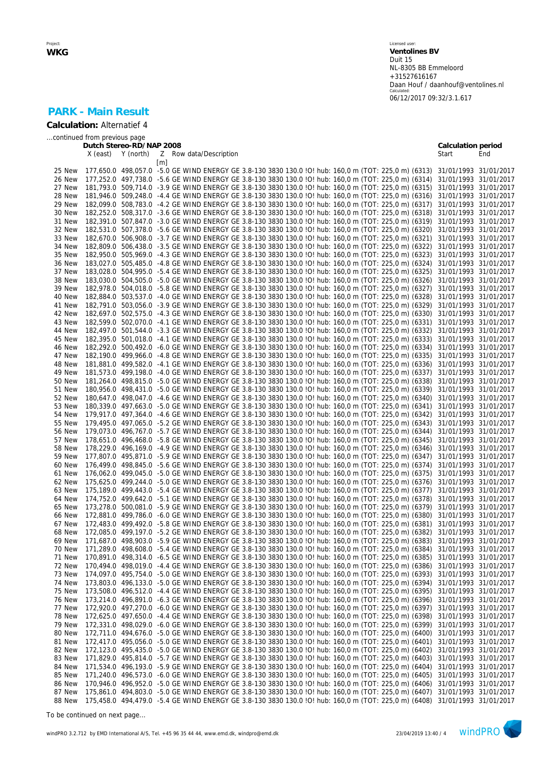Project:
**WKG**

Licensed user:
**Ventolines BV**
Duit 15
NL-8305 BB Emmeloord
+31527616167
Daan Houf / daanhouf@ventolines.nl
Calculated:
06/12/2017 09:32/3.1.617

## PARK - Main Result

**Calculation:** Alternatief 4

...continued from previous page

| | Dutch Stereo-RD/NAP 2008 | | | | Calculation period | |
|---|---|---|---|---|---|---|
| | X (east) | Y (north) | Z [m] | Row data/Description | Start | End |
| 25 New | 177,650.0 | 498,057.0 | -5.0 | GE WIND ENERGY GE 3.8-130 3830 130.0 !O! hub: 160,0 m (TOT: 225,0 m) (6313) | 31/01/1993 | 31/01/2017 |
| 26 New | 177,252.0 | 497,738.0 | -5.6 | GE WIND ENERGY GE 3.8-130 3830 130.0 !O! hub: 160,0 m (TOT: 225,0 m) (6314) | 31/01/1993 | 31/01/2017 |
| 27 New | 181,793.0 | 509,714.0 | -3.9 | GE WIND ENERGY GE 3.8-130 3830 130.0 !O! hub: 160,0 m (TOT: 225,0 m) (6315) | 31/01/1993 | 31/01/2017 |
| 28 New | 181,946.0 | 509,248.0 | -4.4 | GE WIND ENERGY GE 3.8-130 3830 130.0 !O! hub: 160,0 m (TOT: 225,0 m) (6316) | 31/01/1993 | 31/01/2017 |
| 29 New | 182,099.0 | 508,783.0 | -4.2 | GE WIND ENERGY GE 3.8-130 3830 130.0 !O! hub: 160,0 m (TOT: 225,0 m) (6317) | 31/01/1993 | 31/01/2017 |
| 30 New | 182,252.0 | 508,317.0 | -3.6 | GE WIND ENERGY GE 3.8-130 3830 130.0 !O! hub: 160,0 m (TOT: 225,0 m) (6318) | 31/01/1993 | 31/01/2017 |
| 31 New | 182,391.0 | 507,847.0 | -3.0 | GE WIND ENERGY GE 3.8-130 3830 130.0 !O! hub: 160,0 m (TOT: 225,0 m) (6319) | 31/01/1993 | 31/01/2017 |
| 32 New | 182,531.0 | 507,378.0 | -5.6 | GE WIND ENERGY GE 3.8-130 3830 130.0 !O! hub: 160,0 m (TOT: 225,0 m) (6320) | 31/01/1993 | 31/01/2017 |
| 33 New | 182,670.0 | 506,908.0 | -3.7 | GE WIND ENERGY GE 3.8-130 3830 130.0 !O! hub: 160,0 m (TOT: 225,0 m) (6321) | 31/01/1993 | 31/01/2017 |
| 34 New | 182,809.0 | 506,438.0 | -3.5 | GE WIND ENERGY GE 3.8-130 3830 130.0 !O! hub: 160,0 m (TOT: 225,0 m) (6322) | 31/01/1993 | 31/01/2017 |
| 35 New | 182,950.0 | 505,969.0 | -4.3 | GE WIND ENERGY GE 3.8-130 3830 130.0 !O! hub: 160,0 m (TOT: 225,0 m) (6323) | 31/01/1993 | 31/01/2017 |
| 36 New | 183,027.0 | 505,485.0 | -4.8 | GE WIND ENERGY GE 3.8-130 3830 130.0 !O! hub: 160,0 m (TOT: 225,0 m) (6324) | 31/01/1993 | 31/01/2017 |
| 37 New | 183,028.0 | 504,995.0 | -5.4 | GE WIND ENERGY GE 3.8-130 3830 130.0 !O! hub: 160,0 m (TOT: 225,0 m) (6325) | 31/01/1993 | 31/01/2017 |
| 38 New | 183,030.0 | 504,505.0 | -5.0 | GE WIND ENERGY GE 3.8-130 3830 130.0 !O! hub: 160,0 m (TOT: 225,0 m) (6326) | 31/01/1993 | 31/01/2017 |
| 39 New | 182,978.0 | 504,018.0 | -5.8 | GE WIND ENERGY GE 3.8-130 3830 130.0 !O! hub: 160,0 m (TOT: 225,0 m) (6327) | 31/01/1993 | 31/01/2017 |
| 40 New | 182,884.0 | 503,537.0 | -4.0 | GE WIND ENERGY GE 3.8-130 3830 130.0 !O! hub: 160,0 m (TOT: 225,0 m) (6328) | 31/01/1993 | 31/01/2017 |
| 41 New | 182,791.0 | 503,056.0 | -3.9 | GE WIND ENERGY GE 3.8-130 3830 130.0 !O! hub: 160,0 m (TOT: 225,0 m) (6329) | 31/01/1993 | 31/01/2017 |
| 42 New | 182,697.0 | 502,575.0 | -4.3 | GE WIND ENERGY GE 3.8-130 3830 130.0 !O! hub: 160,0 m (TOT: 225,0 m) (6330) | 31/01/1993 | 31/01/2017 |
| 43 New | 182,599.0 | 502,070.0 | -4.1 | GE WIND ENERGY GE 3.8-130 3830 130.0 !O! hub: 160,0 m (TOT: 225,0 m) (6331) | 31/01/1993 | 31/01/2017 |
| 44 New | 182,497.0 | 501,544.0 | -3.3 | GE WIND ENERGY GE 3.8-130 3830 130.0 !O! hub: 160,0 m (TOT: 225,0 m) (6332) | 31/01/1993 | 31/01/2017 |
| 45 New | 182,395.0 | 501,018.0 | -4.1 | GE WIND ENERGY GE 3.8-130 3830 130.0 !O! hub: 160,0 m (TOT: 225,0 m) (6333) | 31/01/1993 | 31/01/2017 |
| 46 New | 182,292.0 | 500,492.0 | -6.0 | GE WIND ENERGY GE 3.8-130 3830 130.0 !O! hub: 160,0 m (TOT: 225,0 m) (6334) | 31/01/1993 | 31/01/2017 |
| 47 New | 182,190.0 | 499,966.0 | -4.8 | GE WIND ENERGY GE 3.8-130 3830 130.0 !O! hub: 160,0 m (TOT: 225,0 m) (6335) | 31/01/1993 | 31/01/2017 |
| 48 New | 181,881.0 | 499,582.0 | -4.1 | GE WIND ENERGY GE 3.8-130 3830 130.0 !O! hub: 160,0 m (TOT: 225,0 m) (6336) | 31/01/1993 | 31/01/2017 |
| 49 New | 181,573.0 | 499,198.0 | -4.0 | GE WIND ENERGY GE 3.8-130 3830 130.0 !O! hub: 160,0 m (TOT: 225,0 m) (6337) | 31/01/1993 | 31/01/2017 |
| 50 New | 181,264.0 | 498,815.0 | -5.0 | GE WIND ENERGY GE 3.8-130 3830 130.0 !O! hub: 160,0 m (TOT: 225,0 m) (6338) | 31/01/1993 | 31/01/2017 |
| 51 New | 180,956.0 | 498,431.0 | -5.0 | GE WIND ENERGY GE 3.8-130 3830 130.0 !O! hub: 160,0 m (TOT: 225,0 m) (6339) | 31/01/1993 | 31/01/2017 |
| 52 New | 180,647.0 | 498,047.0 | -4.6 | GE WIND ENERGY GE 3.8-130 3830 130.0 !O! hub: 160,0 m (TOT: 225,0 m) (6340) | 31/01/1993 | 31/01/2017 |
| 53 New | 180,339.0 | 497,663.0 | -5.0 | GE WIND ENERGY GE 3.8-130 3830 130.0 !O! hub: 160,0 m (TOT: 225,0 m) (6341) | 31/01/1993 | 31/01/2017 |
| 54 New | 179,917.0 | 497,364.0 | -4.6 | GE WIND ENERGY GE 3.8-130 3830 130.0 !O! hub: 160,0 m (TOT: 225,0 m) (6342) | 31/01/1993 | 31/01/2017 |
| 55 New | 179,495.0 | 497,065.0 | -5.2 | GE WIND ENERGY GE 3.8-130 3830 130.0 !O! hub: 160,0 m (TOT: 225,0 m) (6343) | 31/01/1993 | 31/01/2017 |
| 56 New | 179,073.0 | 496,767.0 | -5.7 | GE WIND ENERGY GE 3.8-130 3830 130.0 !O! hub: 160,0 m (TOT: 225,0 m) (6344) | 31/01/1993 | 31/01/2017 |
| 57 New | 178,651.0 | 496,468.0 | -5.8 | GE WIND ENERGY GE 3.8-130 3830 130.0 !O! hub: 160,0 m (TOT: 225,0 m) (6345) | 31/01/1993 | 31/01/2017 |
| 58 New | 178,229.0 | 496,169.0 | -4.9 | GE WIND ENERGY GE 3.8-130 3830 130.0 !O! hub: 160,0 m (TOT: 225,0 m) (6346) | 31/01/1993 | 31/01/2017 |
| 59 New | 177,807.0 | 495,871.0 | -5.9 | GE WIND ENERGY GE 3.8-130 3830 130.0 !O! hub: 160,0 m (TOT: 225,0 m) (6347) | 31/01/1993 | 31/01/2017 |
| 60 New | 176,499.0 | 498,845.0 | -5.6 | GE WIND ENERGY GE 3.8-130 3830 130.0 !O! hub: 160,0 m (TOT: 225,0 m) (6374) | 31/01/1993 | 31/01/2017 |
| 61 New | 176,062.0 | 499,045.0 | -5.0 | GE WIND ENERGY GE 3.8-130 3830 130.0 !O! hub: 160,0 m (TOT: 225,0 m) (6375) | 31/01/1993 | 31/01/2017 |
| 62 New | 175,625.0 | 499,244.0 | -5.0 | GE WIND ENERGY GE 3.8-130 3830 130.0 !O! hub: 160,0 m (TOT: 225,0 m) (6376) | 31/01/1993 | 31/01/2017 |
| 63 New | 175,189.0 | 499,443.0 | -5.4 | GE WIND ENERGY GE 3.8-130 3830 130.0 !O! hub: 160,0 m (TOT: 225,0 m) (6377) | 31/01/1993 | 31/01/2017 |
| 64 New | 174,752.0 | 499,642.0 | -5.1 | GE WIND ENERGY GE 3.8-130 3830 130.0 !O! hub: 160,0 m (TOT: 225,0 m) (6378) | 31/01/1993 | 31/01/2017 |
| 65 New | 173,278.0 | 500,081.0 | -5.9 | GE WIND ENERGY GE 3.8-130 3830 130.0 !O! hub: 160,0 m (TOT: 225,0 m) (6379) | 31/01/1993 | 31/01/2017 |
| 66 New | 172,881.0 | 499,786.0 | -6.0 | GE WIND ENERGY GE 3.8-130 3830 130.0 !O! hub: 160,0 m (TOT: 225,0 m) (6380) | 31/01/1993 | 31/01/2017 |
| 67 New | 172,483.0 | 499,492.0 | -5.8 | GE WIND ENERGY GE 3.8-130 3830 130.0 !O! hub: 160,0 m (TOT: 225,0 m) (6381) | 31/01/1993 | 31/01/2017 |
| 68 New | 172,085.0 | 499,197.0 | -5.2 | GE WIND ENERGY GE 3.8-130 3830 130.0 !O! hub: 160,0 m (TOT: 225,0 m) (6382) | 31/01/1993 | 31/01/2017 |
| 69 New | 171,687.0 | 498,903.0 | -5.9 | GE WIND ENERGY GE 3.8-130 3830 130.0 !O! hub: 160,0 m (TOT: 225,0 m) (6383) | 31/01/1993 | 31/01/2017 |
| 70 New | 171,289.0 | 498,608.0 | -5.4 | GE WIND ENERGY GE 3.8-130 3830 130.0 !O! hub: 160,0 m (TOT: 225,0 m) (6384) | 31/01/1993 | 31/01/2017 |
| 71 New | 170,891.0 | 498,314.0 | -6.5 | GE WIND ENERGY GE 3.8-130 3830 130.0 !O! hub: 160,0 m (TOT: 225,0 m) (6385) | 31/01/1993 | 31/01/2017 |
| 72 New | 170,494.0 | 498,019.0 | -4.4 | GE WIND ENERGY GE 3.8-130 3830 130.0 !O! hub: 160,0 m (TOT: 225,0 m) (6386) | 31/01/1993 | 31/01/2017 |
| 73 New | 174,097.0 | 495,754.0 | -5.0 | GE WIND ENERGY GE 3.8-130 3830 130.0 !O! hub: 160,0 m (TOT: 225,0 m) (6393) | 31/01/1993 | 31/01/2017 |
| 74 New | 173,803.0 | 496,133.0 | -5.0 | GE WIND ENERGY GE 3.8-130 3830 130.0 !O! hub: 160,0 m (TOT: 225,0 m) (6394) | 31/01/1993 | 31/01/2017 |
| 75 New | 173,508.0 | 496,512.0 | -4.4 | GE WIND ENERGY GE 3.8-130 3830 130.0 !O! hub: 160,0 m (TOT: 225,0 m) (6395) | 31/01/1993 | 31/01/2017 |
| 76 New | 173,214.0 | 496,891.0 | -6.3 | GE WIND ENERGY GE 3.8-130 3830 130.0 !O! hub: 160,0 m (TOT: 225,0 m) (6396) | 31/01/1993 | 31/01/2017 |
| 77 New | 172,920.0 | 497,270.0 | -6.0 | GE WIND ENERGY GE 3.8-130 3830 130.0 !O! hub: 160,0 m (TOT: 225,0 m) (6397) | 31/01/1993 | 31/01/2017 |
| 78 New | 172,625.0 | 497,650.0 | -4.4 | GE WIND ENERGY GE 3.8-130 3830 130.0 !O! hub: 160,0 m (TOT: 225,0 m) (6398) | 31/01/1993 | 31/01/2017 |
| 79 New | 172,331.0 | 498,029.0 | -6.0 | GE WIND ENERGY GE 3.8-130 3830 130.0 !O! hub: 160,0 m (TOT: 225,0 m) (6399) | 31/01/1993 | 31/01/2017 |
| 80 New | 172,711.0 | 494,676.0 | -5.0 | GE WIND ENERGY GE 3.8-130 3830 130.0 !O! hub: 160,0 m (TOT: 225,0 m) (6400) | 31/01/1993 | 31/01/2017 |
| 81 New | 172,417.0 | 495,056.0 | -5.0 | GE WIND ENERGY GE 3.8-130 3830 130.0 !O! hub: 160,0 m (TOT: 225,0 m) (6401) | 31/01/1993 | 31/01/2017 |
| 82 New | 172,123.0 | 495,435.0 | -5.0 | GE WIND ENERGY GE 3.8-130 3830 130.0 !O! hub: 160,0 m (TOT: 225,0 m) (6402) | 31/01/1993 | 31/01/2017 |
| 83 New | 171,829.0 | 495,814.0 | -5.7 | GE WIND ENERGY GE 3.8-130 3830 130.0 !O! hub: 160,0 m (TOT: 225,0 m) (6403) | 31/01/1993 | 31/01/2017 |
| 84 New | 171,534.0 | 496,193.0 | -5.9 | GE WIND ENERGY GE 3.8-130 3830 130.0 !O! hub: 160,0 m (TOT: 225,0 m) (6404) | 31/01/1993 | 31/01/2017 |
| 85 New | 171,240.0 | 496,573.0 | -6.0 | GE WIND ENERGY GE 3.8-130 3830 130.0 !O! hub: 160,0 m (TOT: 225,0 m) (6405) | 31/01/1993 | 31/01/2017 |
| 86 New | 170,946.0 | 496,952.0 | -5.0 | GE WIND ENERGY GE 3.8-130 3830 130.0 !O! hub: 160,0 m (TOT: 225,0 m) (6406) | 31/01/1993 | 31/01/2017 |
| 87 New | 175,861.0 | 494,803.0 | -5.0 | GE WIND ENERGY GE 3.8-130 3830 130.0 !O! hub: 160,0 m (TOT: 225,0 m) (6407) | 31/01/1993 | 31/01/2017 |
| 88 New | 175,458.0 | 494,479.0 | -5.4 | GE WIND ENERGY GE 3.8-130 3830 130.0 !O! hub: 160,0 m (TOT: 225,0 m) (6408) | 31/01/1993 | 31/01/2017 |

To be continued on next page...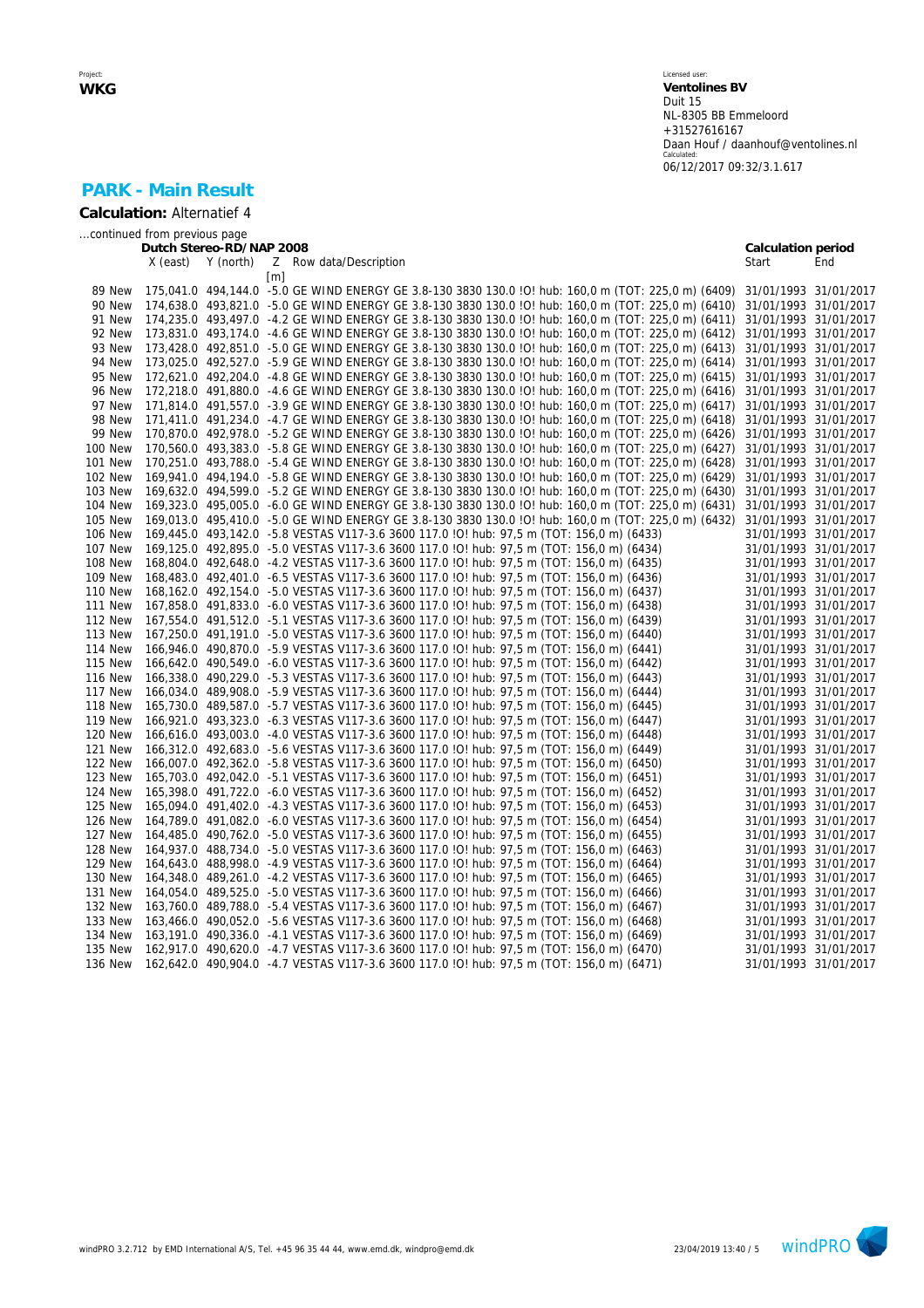Project:
**WKG**

Licensed user:
**Ventolines BV**
Duit 15
NL-8305 BB Emmeloord
+31527616167
Daan Houf / daanhouf@ventolines.nl
Calculated:
06/12/2017 09:32/3.1.617

## PARK - Main Result

**Calculation:** Alternatief 4

...continued from previous page

| | Dutch Stereo-RD/NAP 2008 | | | | Calculation period | |
|---|---|---|---|---|---|---|
| | X (east) | Y (north) | Z [m] | Row data/Description | Start | End |
| 89 New | 175,041.0 | 494,144.0 | -5.0 | GE WIND ENERGY GE 3.8-130 3830 130.0 !O! hub: 160,0 m (TOT: 225,0 m) (6409) | 31/01/1993 | 31/01/2017 |
| 90 New | 174,638.0 | 493,821.0 | -5.0 | GE WIND ENERGY GE 3.8-130 3830 130.0 !O! hub: 160,0 m (TOT: 225,0 m) (6410) | 31/01/1993 | 31/01/2017 |
| 91 New | 174,235.0 | 493,497.0 | -4.2 | GE WIND ENERGY GE 3.8-130 3830 130.0 !O! hub: 160,0 m (TOT: 225,0 m) (6411) | 31/01/1993 | 31/01/2017 |
| 92 New | 173,831.0 | 493,174.0 | -4.6 | GE WIND ENERGY GE 3.8-130 3830 130.0 !O! hub: 160,0 m (TOT: 225,0 m) (6412) | 31/01/1993 | 31/01/2017 |
| 93 New | 173,428.0 | 492,851.0 | -5.0 | GE WIND ENERGY GE 3.8-130 3830 130.0 !O! hub: 160,0 m (TOT: 225,0 m) (6413) | 31/01/1993 | 31/01/2017 |
| 94 New | 173,025.0 | 492,527.0 | -5.9 | GE WIND ENERGY GE 3.8-130 3830 130.0 !O! hub: 160,0 m (TOT: 225,0 m) (6414) | 31/01/1993 | 31/01/2017 |
| 95 New | 172,621.0 | 492,204.0 | -4.8 | GE WIND ENERGY GE 3.8-130 3830 130.0 !O! hub: 160,0 m (TOT: 225,0 m) (6415) | 31/01/1993 | 31/01/2017 |
| 96 New | 172,218.0 | 491,880.0 | -4.6 | GE WIND ENERGY GE 3.8-130 3830 130.0 !O! hub: 160,0 m (TOT: 225,0 m) (6416) | 31/01/1993 | 31/01/2017 |
| 97 New | 171,814.0 | 491,557.0 | -3.9 | GE WIND ENERGY GE 3.8-130 3830 130.0 !O! hub: 160,0 m (TOT: 225,0 m) (6417) | 31/01/1993 | 31/01/2017 |
| 98 New | 171,411.0 | 491,234.0 | -4.7 | GE WIND ENERGY GE 3.8-130 3830 130.0 !O! hub: 160,0 m (TOT: 225,0 m) (6418) | 31/01/1993 | 31/01/2017 |
| 99 New | 170,870.0 | 492,978.0 | -5.2 | GE WIND ENERGY GE 3.8-130 3830 130.0 !O! hub: 160,0 m (TOT: 225,0 m) (6426) | 31/01/1993 | 31/01/2017 |
| 100 New | 170,560.0 | 493,383.0 | -5.8 | GE WIND ENERGY GE 3.8-130 3830 130.0 !O! hub: 160,0 m (TOT: 225,0 m) (6427) | 31/01/1993 | 31/01/2017 |
| 101 New | 170,251.0 | 493,788.0 | -5.4 | GE WIND ENERGY GE 3.8-130 3830 130.0 !O! hub: 160,0 m (TOT: 225,0 m) (6428) | 31/01/1993 | 31/01/2017 |
| 102 New | 169,941.0 | 494,194.0 | -5.8 | GE WIND ENERGY GE 3.8-130 3830 130.0 !O! hub: 160,0 m (TOT: 225,0 m) (6429) | 31/01/1993 | 31/01/2017 |
| 103 New | 169,632.0 | 494,599.0 | -5.2 | GE WIND ENERGY GE 3.8-130 3830 130.0 !O! hub: 160,0 m (TOT: 225,0 m) (6430) | 31/01/1993 | 31/01/2017 |
| 104 New | 169,323.0 | 495,005.0 | -6.0 | GE WIND ENERGY GE 3.8-130 3830 130.0 !O! hub: 160,0 m (TOT: 225,0 m) (6431) | 31/01/1993 | 31/01/2017 |
| 105 New | 169,013.0 | 495,410.0 | -5.0 | GE WIND ENERGY GE 3.8-130 3830 130.0 !O! hub: 160,0 m (TOT: 225,0 m) (6432) | 31/01/1993 | 31/01/2017 |
| 106 New | 169,445.0 | 493,142.0 | -5.8 | VESTAS V117-3.6 3600 117.0 !O! hub: 97,5 m (TOT: 156,0 m) (6433) | 31/01/1993 | 31/01/2017 |
| 107 New | 169,125.0 | 492,895.0 | -5.0 | VESTAS V117-3.6 3600 117.0 !O! hub: 97,5 m (TOT: 156,0 m) (6434) | 31/01/1993 | 31/01/2017 |
| 108 New | 168,804.0 | 492,648.0 | -4.2 | VESTAS V117-3.6 3600 117.0 !O! hub: 97,5 m (TOT: 156,0 m) (6435) | 31/01/1993 | 31/01/2017 |
| 109 New | 168,483.0 | 492,401.0 | -6.5 | VESTAS V117-3.6 3600 117.0 !O! hub: 97,5 m (TOT: 156,0 m) (6436) | 31/01/1993 | 31/01/2017 |
| 110 New | 168,162.0 | 492,154.0 | -5.0 | VESTAS V117-3.6 3600 117.0 !O! hub: 97,5 m (TOT: 156,0 m) (6437) | 31/01/1993 | 31/01/2017 |
| 111 New | 167,858.0 | 491,833.0 | -6.0 | VESTAS V117-3.6 3600 117.0 !O! hub: 97,5 m (TOT: 156,0 m) (6438) | 31/01/1993 | 31/01/2017 |
| 112 New | 167,554.0 | 491,512.0 | -5.1 | VESTAS V117-3.6 3600 117.0 !O! hub: 97,5 m (TOT: 156,0 m) (6439) | 31/01/1993 | 31/01/2017 |
| 113 New | 167,250.0 | 491,191.0 | -5.0 | VESTAS V117-3.6 3600 117.0 !O! hub: 97,5 m (TOT: 156,0 m) (6440) | 31/01/1993 | 31/01/2017 |
| 114 New | 166,946.0 | 490,870.0 | -5.9 | VESTAS V117-3.6 3600 117.0 !O! hub: 97,5 m (TOT: 156,0 m) (6441) | 31/01/1993 | 31/01/2017 |
| 115 New | 166,642.0 | 490,549.0 | -6.0 | VESTAS V117-3.6 3600 117.0 !O! hub: 97,5 m (TOT: 156,0 m) (6442) | 31/01/1993 | 31/01/2017 |
| 116 New | 166,338.0 | 490,229.0 | -5.3 | VESTAS V117-3.6 3600 117.0 !O! hub: 97,5 m (TOT: 156,0 m) (6443) | 31/01/1993 | 31/01/2017 |
| 117 New | 166,034.0 | 489,908.0 | -5.9 | VESTAS V117-3.6 3600 117.0 !O! hub: 97,5 m (TOT: 156,0 m) (6444) | 31/01/1993 | 31/01/2017 |
| 118 New | 165,730.0 | 489,587.0 | -5.7 | VESTAS V117-3.6 3600 117.0 !O! hub: 97,5 m (TOT: 156,0 m) (6445) | 31/01/1993 | 31/01/2017 |
| 119 New | 166,921.0 | 493,323.0 | -6.3 | VESTAS V117-3.6 3600 117.0 !O! hub: 97,5 m (TOT: 156,0 m) (6447) | 31/01/1993 | 31/01/2017 |
| 120 New | 166,616.0 | 493,003.0 | -4.0 | VESTAS V117-3.6 3600 117.0 !O! hub: 97,5 m (TOT: 156,0 m) (6448) | 31/01/1993 | 31/01/2017 |
| 121 New | 166,312.0 | 492,683.0 | -5.6 | VESTAS V117-3.6 3600 117.0 !O! hub: 97,5 m (TOT: 156,0 m) (6449) | 31/01/1993 | 31/01/2017 |
| 122 New | 166,007.0 | 492,362.0 | -5.8 | VESTAS V117-3.6 3600 117.0 !O! hub: 97,5 m (TOT: 156,0 m) (6450) | 31/01/1993 | 31/01/2017 |
| 123 New | 165,703.0 | 492,042.0 | -5.1 | VESTAS V117-3.6 3600 117.0 !O! hub: 97,5 m (TOT: 156,0 m) (6451) | 31/01/1993 | 31/01/2017 |
| 124 New | 165,398.0 | 491,722.0 | -6.0 | VESTAS V117-3.6 3600 117.0 !O! hub: 97,5 m (TOT: 156,0 m) (6452) | 31/01/1993 | 31/01/2017 |
| 125 New | 165,094.0 | 491,402.0 | -4.3 | VESTAS V117-3.6 3600 117.0 !O! hub: 97,5 m (TOT: 156,0 m) (6453) | 31/01/1993 | 31/01/2017 |
| 126 New | 164,789.0 | 491,082.0 | -6.0 | VESTAS V117-3.6 3600 117.0 !O! hub: 97,5 m (TOT: 156,0 m) (6454) | 31/01/1993 | 31/01/2017 |
| 127 New | 164,485.0 | 490,762.0 | -5.0 | VESTAS V117-3.6 3600 117.0 !O! hub: 97,5 m (TOT: 156,0 m) (6455) | 31/01/1993 | 31/01/2017 |
| 128 New | 164,937.0 | 488,734.0 | -5.0 | VESTAS V117-3.6 3600 117.0 !O! hub: 97,5 m (TOT: 156,0 m) (6463) | 31/01/1993 | 31/01/2017 |
| 129 New | 164,643.0 | 488,998.0 | -4.9 | VESTAS V117-3.6 3600 117.0 !O! hub: 97,5 m (TOT: 156,0 m) (6464) | 31/01/1993 | 31/01/2017 |
| 130 New | 164,348.0 | 489,261.0 | -4.2 | VESTAS V117-3.6 3600 117.0 !O! hub: 97,5 m (TOT: 156,0 m) (6465) | 31/01/1993 | 31/01/2017 |
| 131 New | 164,054.0 | 489,525.0 | -5.0 | VESTAS V117-3.6 3600 117.0 !O! hub: 97,5 m (TOT: 156,0 m) (6466) | 31/01/1993 | 31/01/2017 |
| 132 New | 163,760.0 | 489,788.0 | -5.4 | VESTAS V117-3.6 3600 117.0 !O! hub: 97,5 m (TOT: 156,0 m) (6467) | 31/01/1993 | 31/01/2017 |
| 133 New | 163,466.0 | 490,052.0 | -5.6 | VESTAS V117-3.6 3600 117.0 !O! hub: 97,5 m (TOT: 156,0 m) (6468) | 31/01/1993 | 31/01/2017 |
| 134 New | 163,191.0 | 490,336.0 | -4.1 | VESTAS V117-3.6 3600 117.0 !O! hub: 97,5 m (TOT: 156,0 m) (6469) | 31/01/1993 | 31/01/2017 |
| 135 New | 162,917.0 | 490,620.0 | -4.7 | VESTAS V117-3.6 3600 117.0 !O! hub: 97,5 m (TOT: 156,0 m) (6470) | 31/01/1993 | 31/01/2017 |
| 136 New | 162,642.0 | 490,904.0 | -4.7 | VESTAS V117-3.6 3600 117.0 !O! hub: 97,5 m (TOT: 156,0 m) (6471) | 31/01/1993 | 31/01/2017 |